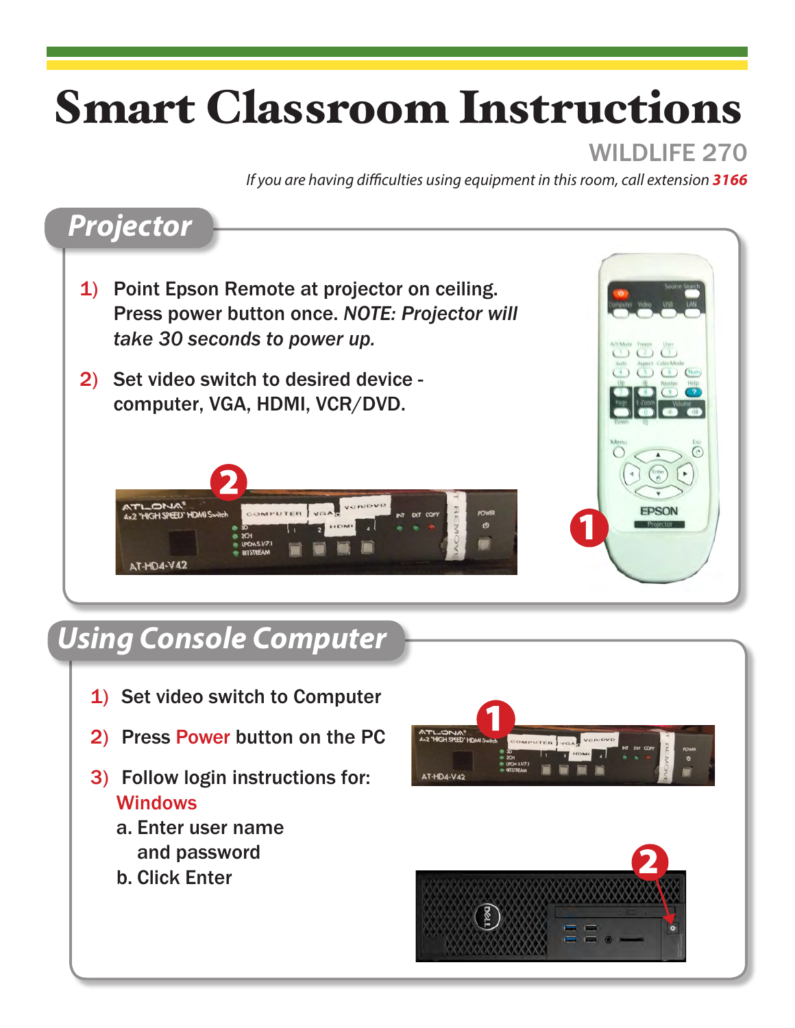# Smart Classroom Instructions

## WILDLIFE 270

*If you are having difficulties using equipment in this room, call extension **3166***

## Projector

1) Point Epson Remote at projector on ceiling. Press power button once. *NOTE: Projector will take 30 seconds to power up.*

2) Set video switch to desired device - computer, VGA, HDMI, VCR/DVD.

## Using Console Computer

1) Set video switch to Computer

2) Press Power button on the PC

3) Follow login instructions for:
   Windows
   a. Enter user name and password
   b. Click Enter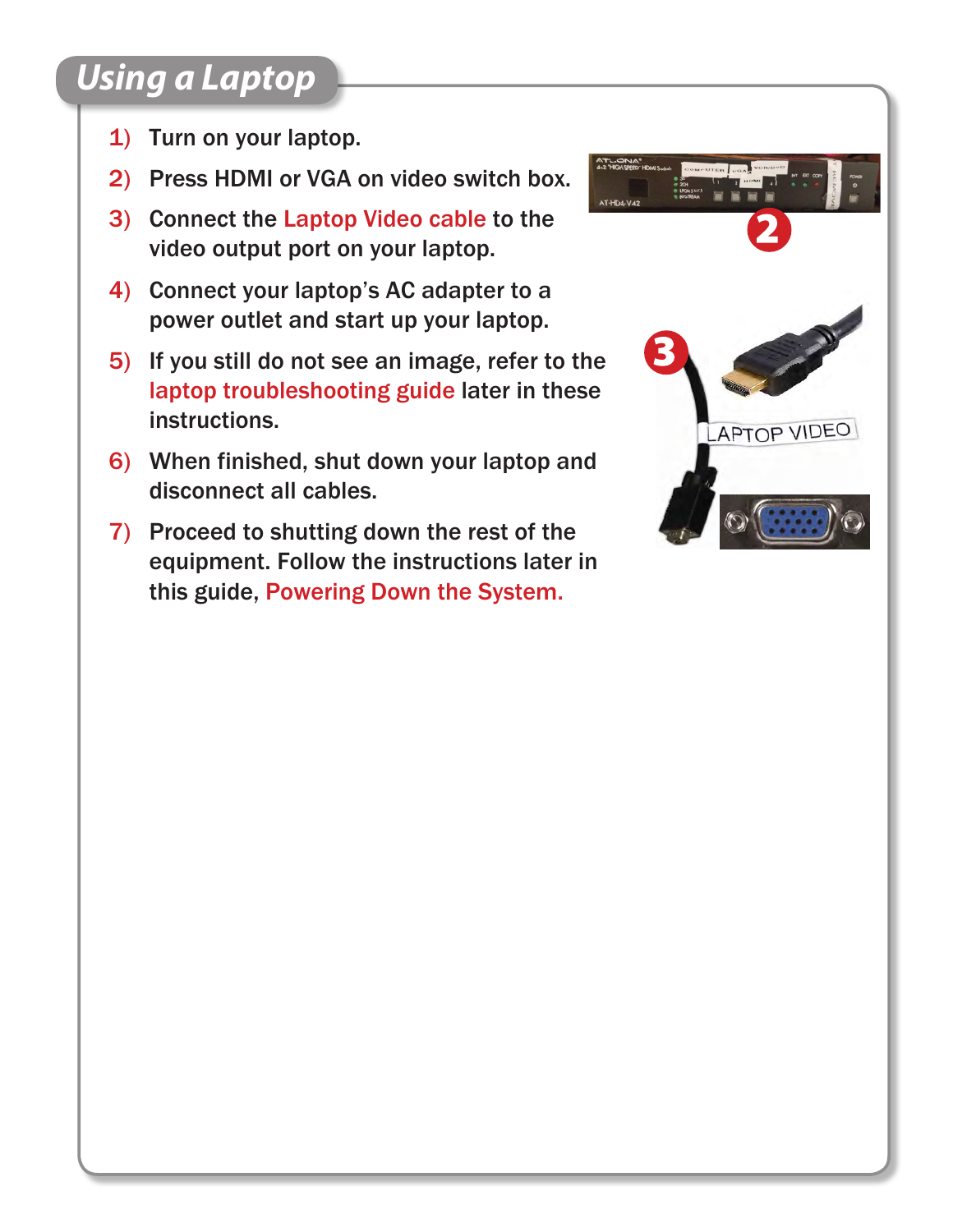## Using a Laptop

1) Turn on your laptop.
2) Press HDMI or VGA on video switch box.
3) Connect the Laptop Video cable to the video output port on your laptop.
4) Connect your laptop's AC adapter to a power outlet and start up your laptop.
5) If you still do not see an image, refer to the laptop troubleshooting guide later in these instructions.
6) When finished, shut down your laptop and disconnect all cables.
7) Proceed to shutting down the rest of the equipment. Follow the instructions later in this guide, Powering Down the System.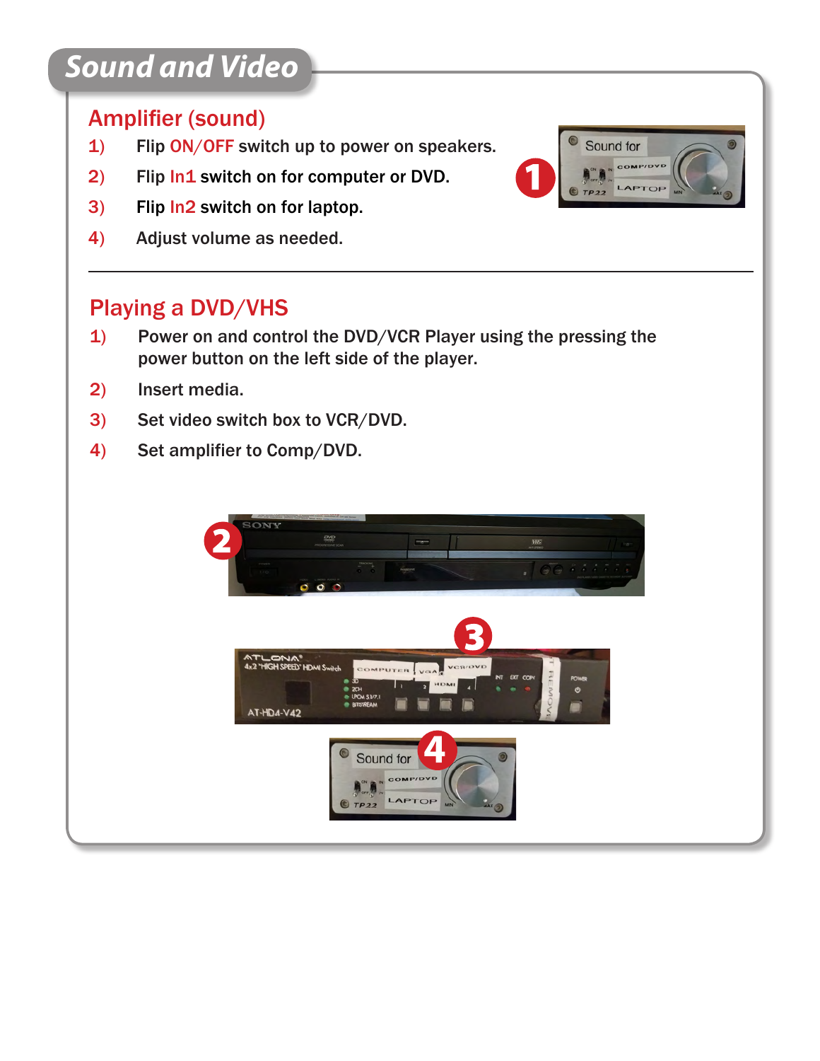# Sound and Video

## Amplifier (sound)

1) Flip ON/OFF switch up to power on speakers.
2) Flip In1 switch on for computer or DVD.
3) Flip In2 switch on for laptop.
4) Adjust volume as needed.

---

## Playing a DVD/VHS

1) Power on and control the DVD/VCR Player using the pressing the power button on the left side of the player.
2) Insert media.
3) Set video switch box to VCR/DVD.
4) Set amplifier to Comp/DVD.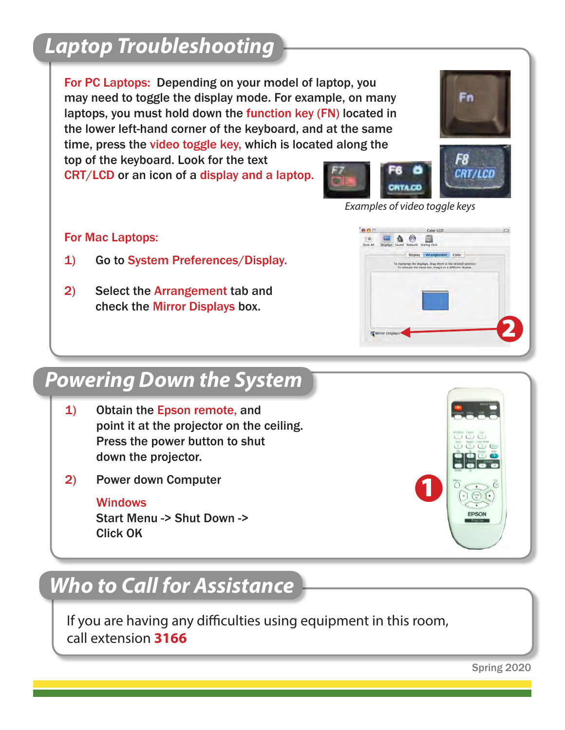## Laptop Troubleshooting

For PC Laptops: Depending on your model of laptop, you may need to toggle the display mode. For example, on many laptops, you must hold down the function key (FN) located in the lower left-hand corner of the keyboard, and at the same time, press the video toggle key, which is located along the top of the keyboard. Look for the text CRT/LCD or an icon of a display and a laptop.

*Examples of video toggle keys*

For Mac Laptops:

1) Go to System Preferences/Display.

2) Select the Arrangement tab and check the Mirror Displays box.

## Powering Down the System

1) Obtain the Epson remote, and point it at the projector on the ceiling. Press the power button to shut down the projector.

2) Power down Computer

   Windows
   Start Menu -> Shut Down -> Click OK

## Who to Call for Assistance

If you are having any difficulties using equipment in this room, call extension **3166**

Spring 2020